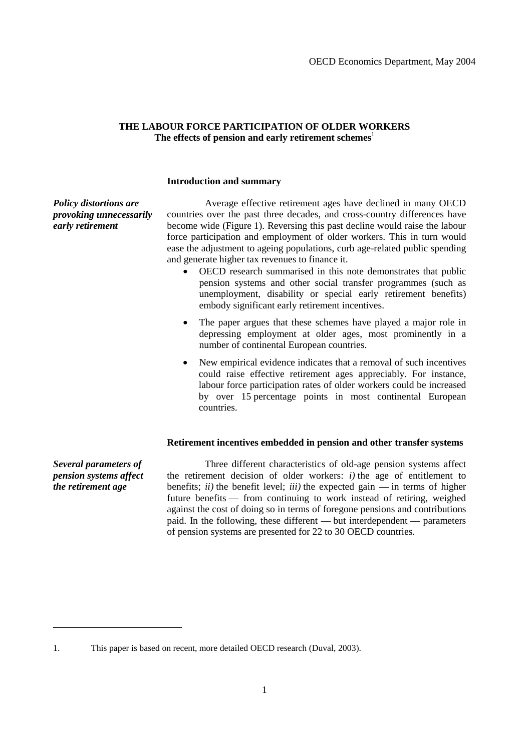OECD Economics Department, May 2004

# THE LABOUR FORCE PARTICIPATION OF OLDER WORKERS

## The effects of pension and early retirement schemes[1]

### Introduction and summary

***Policy distortions are provoking unnecessarily early retirement***

Average effective retirement ages have declined in many OECD countries over the past three decades, and cross-country differences have become wide (Figure 1). Reversing this past decline would raise the labour force participation and employment of older workers. This in turn would ease the adjustment to ageing populations, curb age-related public spending and generate higher tax revenues to finance it.

- OECD research summarised in this note demonstrates that public pension systems and other social transfer programmes (such as unemployment, disability or special early retirement benefits) embody significant early retirement incentives.
- The paper argues that these schemes have played a major role in depressing employment at older ages, most prominently in a number of continental European countries.
- New empirical evidence indicates that a removal of such incentives could raise effective retirement ages appreciably. For instance, labour force participation rates of older workers could be increased by over 15 percentage points in most continental European countries.

### Retirement incentives embedded in pension and other transfer systems

***Several parameters of pension systems affect the retirement age***

Three different characteristics of old-age pension systems affect the retirement decision of older workers: *i)* the age of entitlement to benefits; *ii)* the benefit level; *iii)* the expected gain — in terms of higher future benefits — from continuing to work instead of retiring, weighed against the cost of doing so in terms of foregone pensions and contributions paid. In the following, these different — but interdependent — parameters of pension systems are presented for 22 to 30 OECD countries.

---

1. This paper is based on recent, more detailed OECD research (Duval, 2003).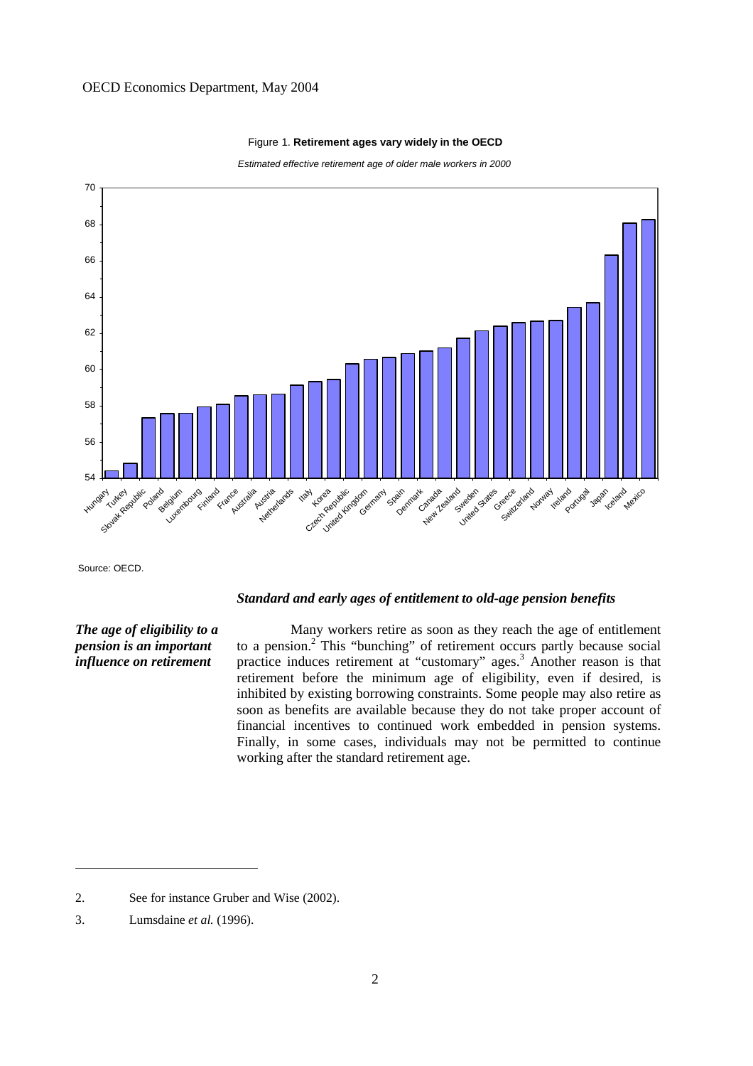Figure 1. **Retirement ages vary widely in the OECD**

*Estimated effective retirement age of older male workers in 2000*

Source: OECD.

### *Standard and early ages of entitlement to old-age pension benefits*

***The age of eligibility to a pension is an important influence on retirement***

Many workers retire as soon as they reach the age of entitlement to a pension.[2] This "bunching" of retirement occurs partly because social practice induces retirement at "customary" ages.[3] Another reason is that retirement before the minimum age of eligibility, even if desired, is inhibited by existing borrowing constraints. Some people may also retire as soon as benefits are available because they do not take proper account of financial incentives to continued work embedded in pension systems. Finally, in some cases, individuals may not be permitted to continue working after the standard retirement age.

---

2. See for instance Gruber and Wise (2002).

3. Lumsdaine *et al.* (1996).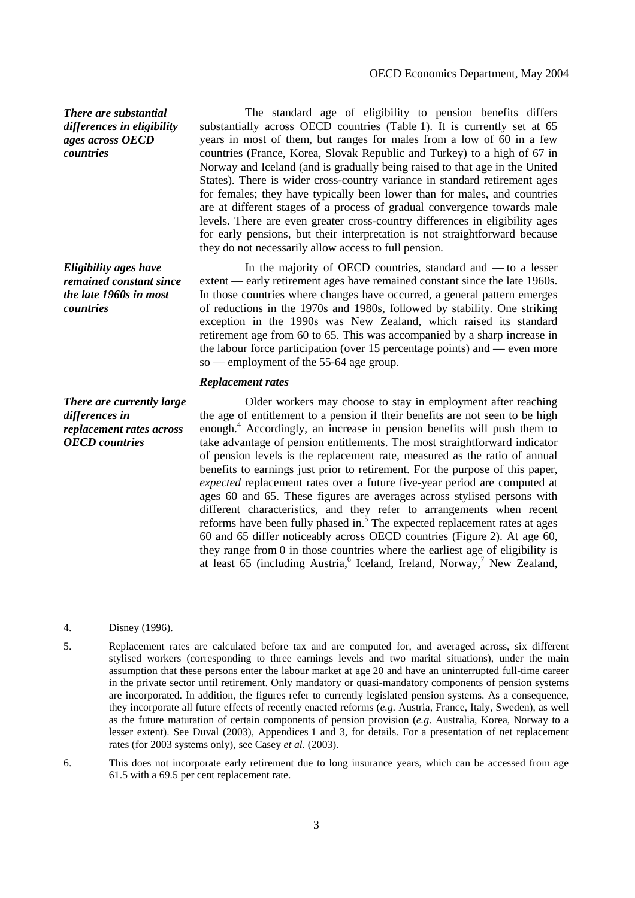***There are substantial differences in eligibility ages across OECD countries***

The standard age of eligibility to pension benefits differs substantially across OECD countries (Table 1). It is currently set at 65 years in most of them, but ranges for males from a low of 60 in a few countries (France, Korea, Slovak Republic and Turkey) to a high of 67 in Norway and Iceland (and is gradually being raised to that age in the United States). There is wider cross-country variance in standard retirement ages for females; they have typically been lower than for males, and countries are at different stages of a process of gradual convergence towards male levels. There are even greater cross-country differences in eligibility ages for early pensions, but their interpretation is not straightforward because they do not necessarily allow access to full pension.

***Eligibility ages have remained constant since the late 1960s in most countries***

In the majority of OECD countries, standard and — to a lesser extent — early retirement ages have remained constant since the late 1960s. In those countries where changes have occurred, a general pattern emerges of reductions in the 1970s and 1980s, followed by stability. One striking exception in the 1990s was New Zealand, which raised its standard retirement age from 60 to 65. This was accompanied by a sharp increase in the labour force participation (over 15 percentage points) and — even more so — employment of the 55-64 age group.

### *Replacement rates*

***There are currently large differences in replacement rates across OECD countries***

Older workers may choose to stay in employment after reaching the age of entitlement to a pension if their benefits are not seen to be high enough.[4] Accordingly, an increase in pension benefits will push them to take advantage of pension entitlements. The most straightforward indicator of pension levels is the replacement rate, measured as the ratio of annual benefits to earnings just prior to retirement. For the purpose of this paper, *expected* replacement rates over a future five-year period are computed at ages 60 and 65. These figures are averages across stylised persons with different characteristics, and they refer to arrangements when recent reforms have been fully phased in.[5] The expected replacement rates at ages 60 and 65 differ noticeably across OECD countries (Figure 2). At age 60, they range from 0 in those countries where the earliest age of eligibility is at least 65 (including Austria,[6] Iceland, Ireland, Norway,[7] New Zealand,

---

4. Disney (1996).

5. Replacement rates are calculated before tax and are computed for, and averaged across, six different stylised workers (corresponding to three earnings levels and two marital situations), under the main assumption that these persons enter the labour market at age 20 and have an uninterrupted full-time career in the private sector until retirement. Only mandatory or quasi-mandatory components of pension systems are incorporated. In addition, the figures refer to currently legislated pension systems. As a consequence, they incorporate all future effects of recently enacted reforms (*e.g.* Austria, France, Italy, Sweden), as well as the future maturation of certain components of pension provision (*e.g.* Australia, Korea, Norway to a lesser extent). See Duval (2003), Appendices 1 and 3, for details. For a presentation of net replacement rates (for 2003 systems only), see Casey *et al.* (2003).

6. This does not incorporate early retirement due to long insurance years, which can be accessed from age 61.5 with a 69.5 per cent replacement rate.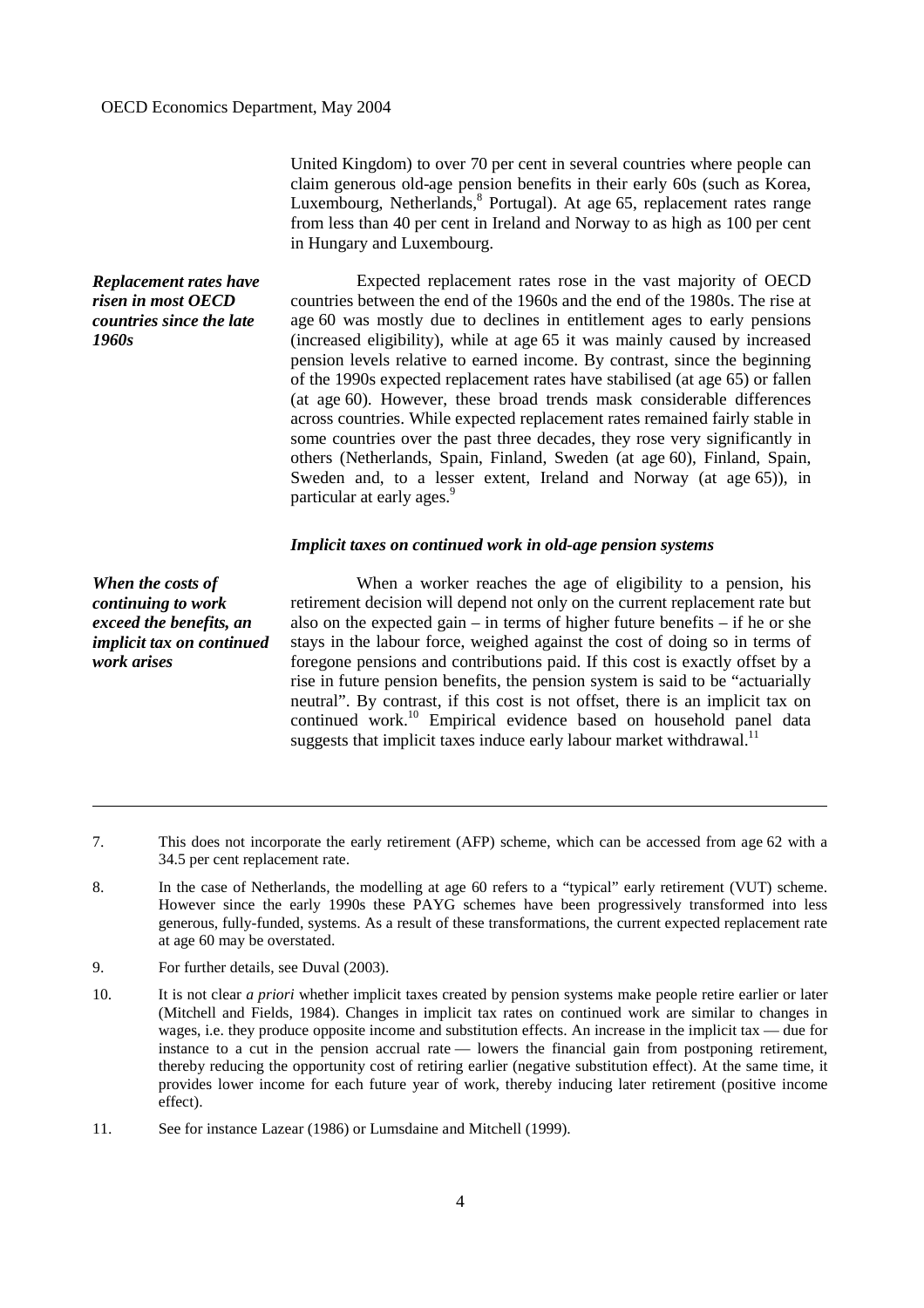United Kingdom) to over 70 per cent in several countries where people can claim generous old-age pension benefits in their early 60s (such as Korea, Luxembourg, Netherlands,[8] Portugal). At age 65, replacement rates range from less than 40 per cent in Ireland and Norway to as high as 100 per cent in Hungary and Luxembourg.

***Replacement rates have risen in most OECD countries since the late 1960s***

Expected replacement rates rose in the vast majority of OECD countries between the end of the 1960s and the end of the 1980s. The rise at age 60 was mostly due to declines in entitlement ages to early pensions (increased eligibility), while at age 65 it was mainly caused by increased pension levels relative to earned income. By contrast, since the beginning of the 1990s expected replacement rates have stabilised (at age 65) or fallen (at age 60). However, these broad trends mask considerable differences across countries. While expected replacement rates remained fairly stable in some countries over the past three decades, they rose very significantly in others (Netherlands, Spain, Finland, Sweden (at age 60), Finland, Spain, Sweden and, to a lesser extent, Ireland and Norway (at age 65)), in particular at early ages.[9]

### *Implicit taxes on continued work in old-age pension systems*

***When the costs of continuing to work exceed the benefits, an implicit tax on continued work arises***

When a worker reaches the age of eligibility to a pension, his retirement decision will depend not only on the current replacement rate but also on the expected gain – in terms of higher future benefits – if he or she stays in the labour force, weighed against the cost of doing so in terms of foregone pensions and contributions paid. If this cost is exactly offset by a rise in future pension benefits, the pension system is said to be "actuarially neutral". By contrast, if this cost is not offset, there is an implicit tax on continued work.[10] Empirical evidence based on household panel data suggests that implicit taxes induce early labour market withdrawal.[11]

---

7. This does not incorporate the early retirement (AFP) scheme, which can be accessed from age 62 with a 34.5 per cent replacement rate.

8. In the case of Netherlands, the modelling at age 60 refers to a "typical" early retirement (VUT) scheme. However since the early 1990s these PAYG schemes have been progressively transformed into less generous, fully-funded, systems. As a result of these transformations, the current expected replacement rate at age 60 may be overstated.

9. For further details, see Duval (2003).

10. It is not clear *a priori* whether implicit taxes created by pension systems make people retire earlier or later (Mitchell and Fields, 1984). Changes in implicit tax rates on continued work are similar to changes in wages, i.e. they produce opposite income and substitution effects. An increase in the implicit tax — due for instance to a cut in the pension accrual rate — lowers the financial gain from postponing retirement, thereby reducing the opportunity cost of retiring earlier (negative substitution effect). At the same time, it provides lower income for each future year of work, thereby inducing later retirement (positive income effect).

11. See for instance Lazear (1986) or Lumsdaine and Mitchell (1999).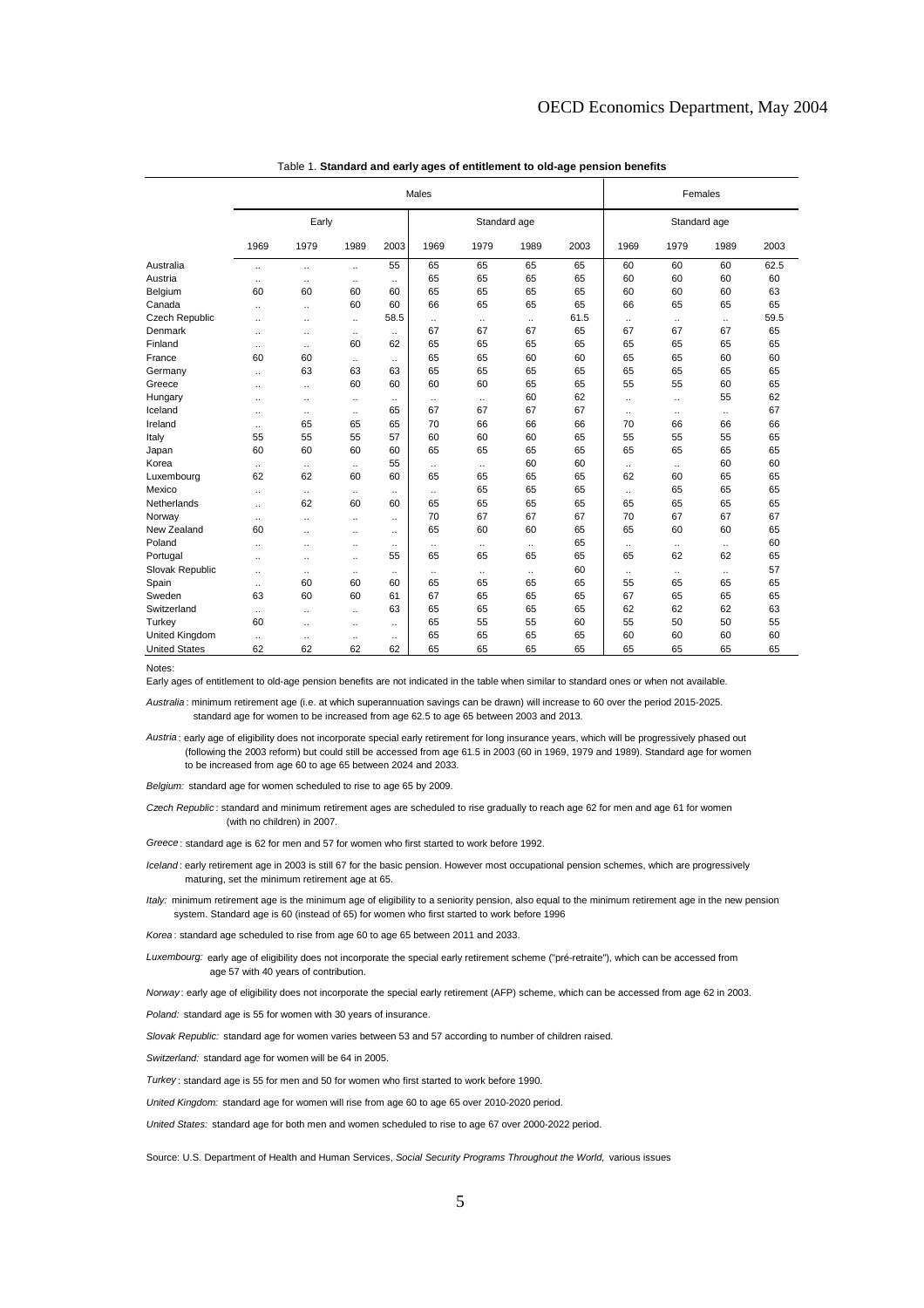Table 1. **Standard and early ages of entitlement to old-age pension benefits**

| | Males | | | | | | | | Females | | | |
|---|---|---|---|---|---|---|---|---|---|---|---|---|
| | Early | | | | Standard age | | | | Standard age | | | |
| | 1969 | 1979 | 1989 | 2003 | 1969 | 1979 | 1989 | 2003 | 1969 | 1979 | 1989 | 2003 |
| Australia | .. | .. | .. | 55 | 65 | 65 | 65 | 65 | 60 | 60 | 60 | 62.5 |
| Austria | .. | .. | .. | .. | 65 | 65 | 65 | 65 | 60 | 60 | 60 | 60 |
| Belgium | 60 | 60 | 60 | 60 | 65 | 65 | 65 | 65 | 60 | 60 | 60 | 63 |
| Canada | .. | .. | 60 | 60 | 66 | 65 | 65 | 65 | 66 | 65 | 65 | 65 |
| Czech Republic | .. | .. | .. | 58.5 | .. | .. | .. | 61.5 | .. | .. | .. | 59.5 |
| Denmark | .. | .. | .. | .. | 67 | 67 | 67 | 65 | 67 | 67 | 67 | 65 |
| Finland | .. | .. | 60 | 62 | 65 | 65 | 65 | 65 | 65 | 65 | 65 | 65 |
| France | 60 | 60 | .. | .. | 65 | 65 | 60 | 60 | 65 | 65 | 60 | 60 |
| Germany | .. | 63 | 63 | 63 | 65 | 65 | 65 | 65 | 65 | 65 | 65 | 65 |
| Greece | .. | .. | 60 | 60 | 60 | 60 | 65 | 65 | 55 | 55 | 60 | 65 |
| Hungary | .. | .. | .. | .. | .. | .. | 60 | 62 | .. | .. | 55 | 62 |
| Iceland | .. | .. | .. | 65 | 67 | 67 | 67 | 67 | .. | .. | .. | 67 |
| Ireland | .. | 65 | 65 | 65 | 70 | 66 | 66 | 66 | 70 | 66 | 66 | 66 |
| Italy | 55 | 55 | 55 | 57 | 60 | 60 | 60 | 65 | 55 | 55 | 55 | 65 |
| Japan | 60 | 60 | 60 | 60 | 65 | 65 | 65 | 65 | 65 | 65 | 65 | 65 |
| Korea | .. | .. | .. | 55 | .. | .. | 60 | 60 | .. | .. | 60 | 60 |
| Luxembourg | 62 | 62 | 60 | 60 | 65 | 65 | 65 | 65 | 62 | 60 | 65 | 65 |
| Mexico | .. | .. | .. | .. | .. | 65 | 65 | 65 | .. | 65 | 65 | 65 |
| Netherlands | .. | 62 | 60 | 60 | 65 | 65 | 65 | 65 | 65 | 65 | 65 | 65 |
| Norway | .. | .. | .. | .. | 70 | 67 | 67 | 67 | 70 | 67 | 67 | 67 |
| New Zealand | 60 | .. | .. | .. | 65 | 60 | 60 | 65 | 65 | 60 | 60 | 65 |
| Poland | .. | .. | .. | .. | .. | .. | .. | 65 | .. | .. | .. | 60 |
| Portugal | .. | .. | .. | 55 | 65 | 65 | 65 | 65 | 65 | 62 | 62 | 65 |
| Slovak Republic | .. | .. | .. | .. | .. | .. | .. | 60 | .. | .. | .. | 57 |
| Spain | .. | 60 | 60 | 60 | 65 | 65 | 65 | 65 | 55 | 65 | 65 | 65 |
| Sweden | 63 | 60 | 60 | 61 | 67 | 65 | 65 | 65 | 67 | 65 | 65 | 65 |
| Switzerland | .. | .. | .. | 63 | 65 | 65 | 65 | 65 | 62 | 62 | 62 | 63 |
| Turkey | 60 | .. | .. | .. | 65 | 55 | 55 | 60 | 55 | 50 | 50 | 55 |
| United Kingdom | .. | .. | .. | .. | 65 | 65 | 65 | 65 | 60 | 60 | 60 | 60 |
| United States | 62 | 62 | 62 | 62 | 65 | 65 | 65 | 65 | 65 | 65 | 65 | 65 |

Notes:

Early ages of entitlement to old-age pension benefits are not indicated in the table when similar to standard ones or when not available.

*Australia* : minimum retirement age (i.e. at which superannuation savings can be drawn) will increase to 60 over the period 2015-2025. standard age for women to be increased from age 62.5 to age 65 between 2003 and 2013.

*Austria* : early age of eligibility does not incorporate special early retirement for long insurance years, which will be progressively phased out (following the 2003 reform) but could still be accessed from age 61.5 in 2003 (60 in 1969, 1979 and 1989). Standard age for women to be increased from age 60 to age 65 between 2024 and 2033.

*Belgium:* standard age for women scheduled to rise to age 65 by 2009.

*Czech Republic* : standard and minimum retirement ages are scheduled to rise gradually to reach age 62 for men and age 61 for women (with no children) in 2007.

*Greece* : standard age is 62 for men and 57 for women who first started to work before 1992.

*Iceland* : early retirement age in 2003 is still 67 for the basic pension. However most occupational pension schemes, which are progressively maturing, set the minimum retirement age at 65.

*Italy:* minimum retirement age is the minimum age of eligibility to a seniority pension, also equal to the minimum retirement age in the new pension system. Standard age is 60 (instead of 65) for women who first started to work before 1996

*Korea* : standard age scheduled to rise from age 60 to age 65 between 2011 and 2033.

*Luxembourg:* early age of eligibility does not incorporate the special early retirement scheme ("pré-retraite"), which can be accessed from age 57 with 40 years of contribution.

*Norway* : early age of eligibility does not incorporate the special early retirement (AFP) scheme, which can be accessed from age 62 in 2003.

*Poland:* standard age is 55 for women with 30 years of insurance.

*Slovak Republic:* standard age for women varies between 53 and 57 according to number of children raised.

*Switzerland:* standard age for women will be 64 in 2005.

*Turkey* : standard age is 55 for men and 50 for women who first started to work before 1990.

*United Kingdom:* standard age for women will rise from age 60 to age 65 over 2010-2020 period.

*United States:* standard age for both men and women scheduled to rise to age 67 over 2000-2022 period.

Source: U.S. Department of Health and Human Services, *Social Security Programs Throughout the World,* various issues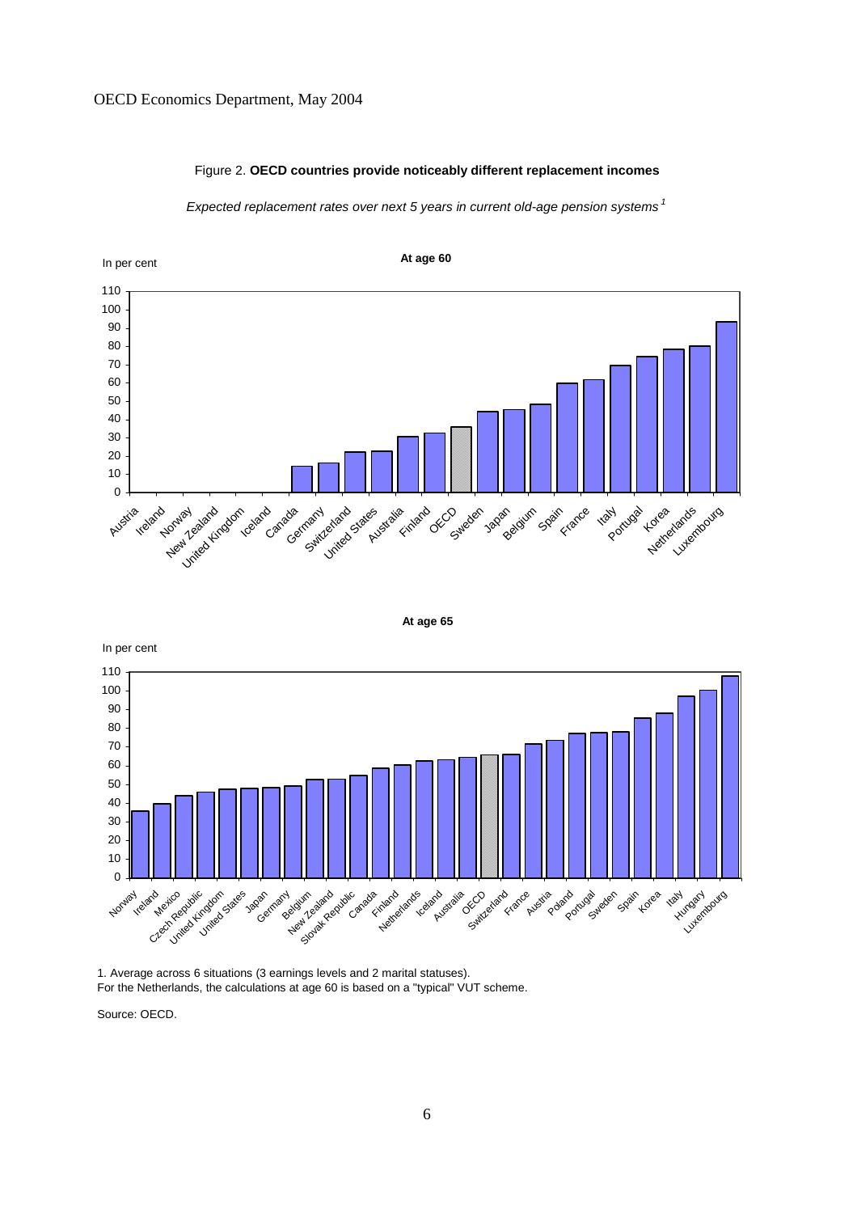Figure 2. **OECD countries provide noticeably different replacement incomes**

*Expected replacement rates over next 5 years in current old-age pension systems* [1]

1. Average across 6 situations (3 earnings levels and 2 marital statuses).
For the Netherlands, the calculations at age 60 is based on a "typical" VUT scheme.

Source: OECD.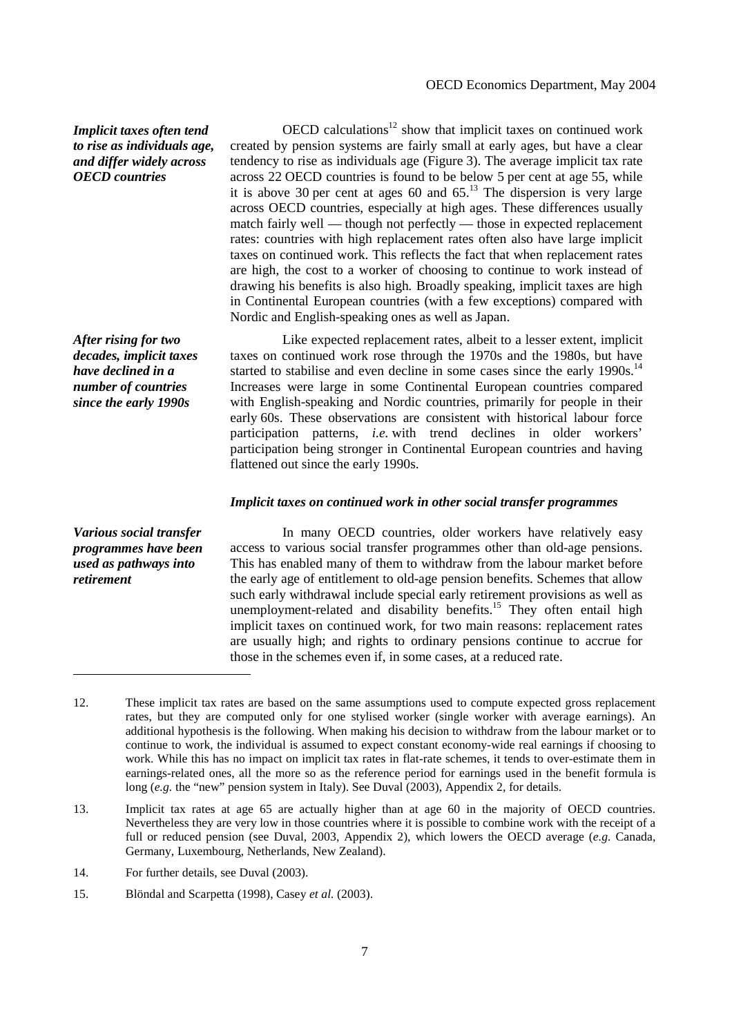*Implicit taxes often tend to rise as individuals age, and differ widely across OECD countries*

OECD calculations[12] show that implicit taxes on continued work created by pension systems are fairly small at early ages, but have a clear tendency to rise as individuals age (Figure 3). The average implicit tax rate across 22 OECD countries is found to be below 5 per cent at age 55, while it is above 30 per cent at ages 60 and 65.[13] The dispersion is very large across OECD countries, especially at high ages. These differences usually match fairly well — though not perfectly — those in expected replacement rates: countries with high replacement rates often also have large implicit taxes on continued work. This reflects the fact that when replacement rates are high, the cost to a worker of choosing to continue to work instead of drawing his benefits is also high. Broadly speaking, implicit taxes are high in Continental European countries (with a few exceptions) compared with Nordic and English-speaking ones as well as Japan.

*After rising for two decades, implicit taxes have declined in a number of countries since the early 1990s*

Like expected replacement rates, albeit to a lesser extent, implicit taxes on continued work rose through the 1970s and the 1980s, but have started to stabilise and even decline in some cases since the early 1990s.[14] Increases were large in some Continental European countries compared with English-speaking and Nordic countries, primarily for people in their early 60s. These observations are consistent with historical labour force participation patterns, *i.e.* with trend declines in older workers' participation being stronger in Continental European countries and having flattened out since the early 1990s.

### *Implicit taxes on continued work in other social transfer programmes*

*Various social transfer programmes have been used as pathways into retirement*

In many OECD countries, older workers have relatively easy access to various social transfer programmes other than old-age pensions. This has enabled many of them to withdraw from the labour market before the early age of entitlement to old-age pension benefits. Schemes that allow such early withdrawal include special early retirement provisions as well as unemployment-related and disability benefits.[15] They often entail high implicit taxes on continued work, for two main reasons: replacement rates are usually high; and rights to ordinary pensions continue to accrue for those in the schemes even if, in some cases, at a reduced rate.

---

12. These implicit tax rates are based on the same assumptions used to compute expected gross replacement rates, but they are computed only for one stylised worker (single worker with average earnings). An additional hypothesis is the following. When making his decision to withdraw from the labour market or to continue to work, the individual is assumed to expect constant economy-wide real earnings if choosing to work. While this has no impact on implicit tax rates in flat-rate schemes, it tends to over-estimate them in earnings-related ones, all the more so as the reference period for earnings used in the benefit formula is long (*e.g.* the "new" pension system in Italy). See Duval (2003), Appendix 2, for details.

13. Implicit tax rates at age 65 are actually higher than at age 60 in the majority of OECD countries. Nevertheless they are very low in those countries where it is possible to combine work with the receipt of a full or reduced pension (see Duval, 2003, Appendix 2), which lowers the OECD average (*e.g.* Canada, Germany, Luxembourg, Netherlands, New Zealand).

14. For further details, see Duval (2003).

15. Blöndal and Scarpetta (1998), Casey *et al.* (2003).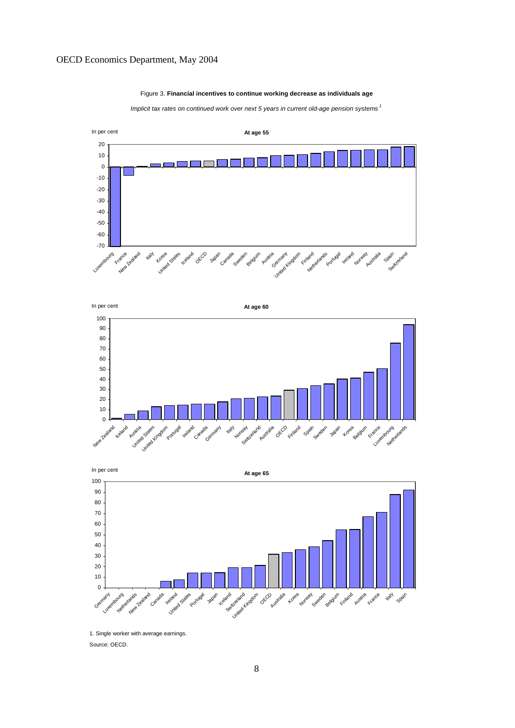Figure 3. **Financial incentives to continue working decrease as individuals age**

*Implicit tax rates on continued work over next 5 years in current old-age pension systems* [1]

In per cent

**At age 55**

Luxembourg, France, New Zealand, Italy, Korea, United States, Iceland, OECD, Japan, Canada, Sweden, Belgium, Austria, Germany, United Kingdom, Finland, Netherlands, Portugal, Ireland, Norway, Australia, Spain, Switzerland

In per cent

**At age 60**

New Zealand, Iceland, Austria, United States, United Kingdom, Portugal, Ireland, Canada, Germany, Italy, Norway, Switzerland, Australia, OECD, Finland, Spain, Sweden, Japan, Korea, Belgium, France, Luxembourg, Netherlands

In per cent

**At age 65**

Germany, Luxembourg, Netherlands, New Zealand, Canada, Ireland, United States, Portugal, Japan, Iceland, Switzerland, United Kingdom, OECD, Australia, Korea, Norway, Sweden, Belgium, Finland, Austria, France, Italy, Spain

1. Single worker with average earnings.

Source: OECD.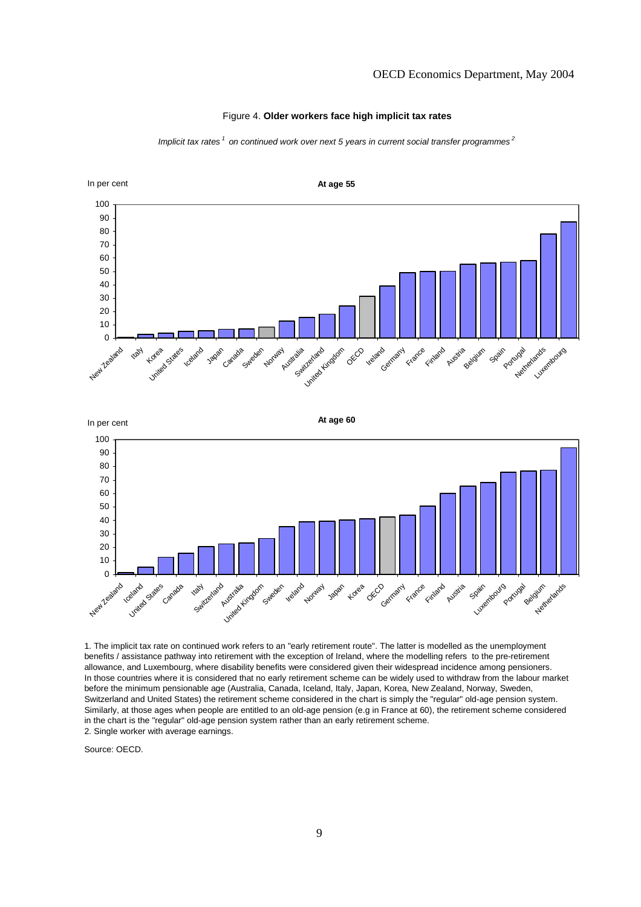Figure 4. **Older workers face high implicit tax rates**

*Implicit tax rates*[1] *on continued work over next 5 years in current social transfer programmes*[2]

In per cent

**At age 55**

| Country | Per cent |
|---|---|
| New Zealand | 0 |
| Italy | 3 |
| Korea | 4 |
| United States | 5 |
| Iceland | 5 |
| Japan | 7 |
| Canada | 7 |
| Sweden | 8 |
| Norway | 13 |
| Australia | 15 |
| Switzerland | 18 |
| United Kingdom | 24 |
| OECD | 31 |
| Ireland | 39 |
| Germany | 49 |
| France | 50 |
| Finland | 50 |
| Austria | 55 |
| Belgium | 56 |
| Spain | 57 |
| Portugal | 58 |
| Netherlands | 78 |
| Luxembourg | 87 |

In per cent

**At age 60**

| Country | Per cent |
|---|---|
| New Zealand | 1 |
| Iceland | 5 |
| United States | 13 |
| Canada | 16 |
| Italy | 21 |
| Switzerland | 23 |
| Australia | 23 |
| United Kingdom | 27 |
| Sweden | 35 |
| Ireland | 39 |
| Norway | 39 |
| Japan | 40 |
| Korea | 41 |
| OECD | 42 |
| Germany | 44 |
| France | 51 |
| Finland | 60 |
| Austria | 65 |
| Spain | 68 |
| Luxembourg | 76 |
| Portugal | 76 |
| Belgium | 77 |
| Netherlands | 94 |

1. The implicit tax rate on continued work refers to an "early retirement route". The latter is modelled as the unemployment benefits / assistance pathway into retirement with the exception of Ireland, where the modelling refers to the pre-retirement allowance, and Luxembourg, where disability benefits were considered given their widespread incidence among pensioners. In those countries where it is considered that no early retirement scheme can be widely used to withdraw from the labour market before the minimum pensionable age (Australia, Canada, Iceland, Italy, Japan, Korea, New Zealand, Norway, Sweden, Switzerland and United States) the retirement scheme considered in the chart is simply the "regular" old-age pension system. Similarly, at those ages when people are entitled to an old-age pension (e.g in France at 60), the retirement scheme considered in the chart is the "regular" old-age pension system rather than an early retirement scheme.

2. Single worker with average earnings.

Source: OECD.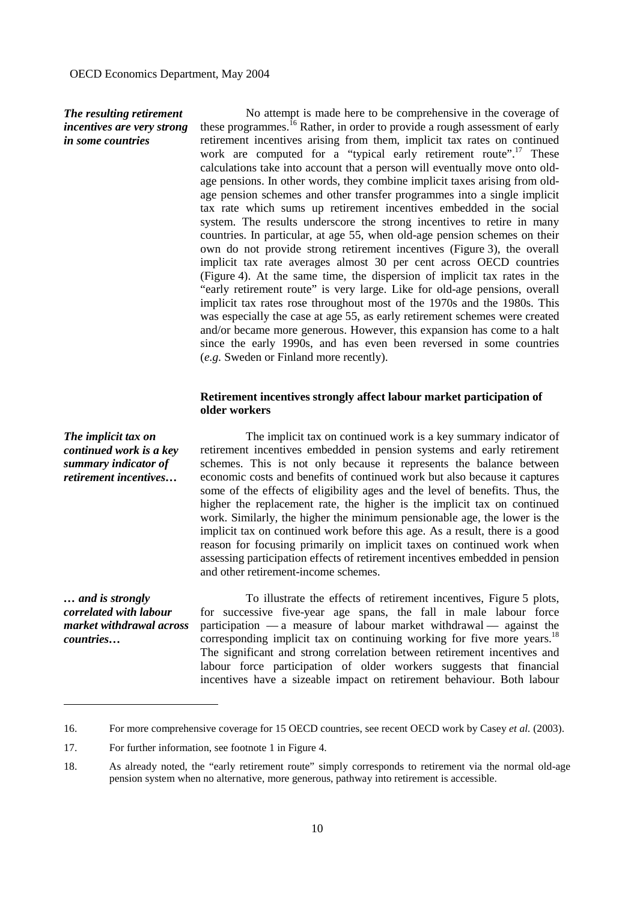*The resulting retirement incentives are very strong in some countries*

No attempt is made here to be comprehensive in the coverage of these programmes.[16] Rather, in order to provide a rough assessment of early retirement incentives arising from them, implicit tax rates on continued work are computed for a "typical early retirement route".[17] These calculations take into account that a person will eventually move onto old-age pensions. In other words, they combine implicit taxes arising from old-age pension schemes and other transfer programmes into a single implicit tax rate which sums up retirement incentives embedded in the social system. The results underscore the strong incentives to retire in many countries. In particular, at age 55, when old-age pension schemes on their own do not provide strong retirement incentives (Figure 3), the overall implicit tax rate averages almost 30 per cent across OECD countries (Figure 4). At the same time, the dispersion of implicit tax rates in the "early retirement route" is very large. Like for old-age pensions, overall implicit tax rates rose throughout most of the 1970s and the 1980s. This was especially the case at age 55, as early retirement schemes were created and/or became more generous. However, this expansion has come to a halt since the early 1990s, and has even been reversed in some countries (*e.g.* Sweden or Finland more recently).

### Retirement incentives strongly affect labour market participation of older workers

*The implicit tax on continued work is a key summary indicator of retirement incentives…*

The implicit tax on continued work is a key summary indicator of retirement incentives embedded in pension systems and early retirement schemes. This is not only because it represents the balance between economic costs and benefits of continued work but also because it captures some of the effects of eligibility ages and the level of benefits. Thus, the higher the replacement rate, the higher is the implicit tax on continued work. Similarly, the higher the minimum pensionable age, the lower is the implicit tax on continued work before this age. As a result, there is a good reason for focusing primarily on implicit taxes on continued work when assessing participation effects of retirement incentives embedded in pension and other retirement-income schemes.

*… and is strongly correlated with labour market withdrawal across countries…*

To illustrate the effects of retirement incentives, Figure 5 plots, for successive five-year age spans, the fall in male labour force participation — a measure of labour market withdrawal — against the corresponding implicit tax on continuing working for five more years.[18] The significant and strong correlation between retirement incentives and labour force participation of older workers suggests that financial incentives have a sizeable impact on retirement behaviour. Both labour

---

16. For more comprehensive coverage for 15 OECD countries, see recent OECD work by Casey *et al.* (2003).

17. For further information, see footnote 1 in Figure 4.

18. As already noted, the "early retirement route" simply corresponds to retirement via the normal old-age pension system when no alternative, more generous, pathway into retirement is accessible.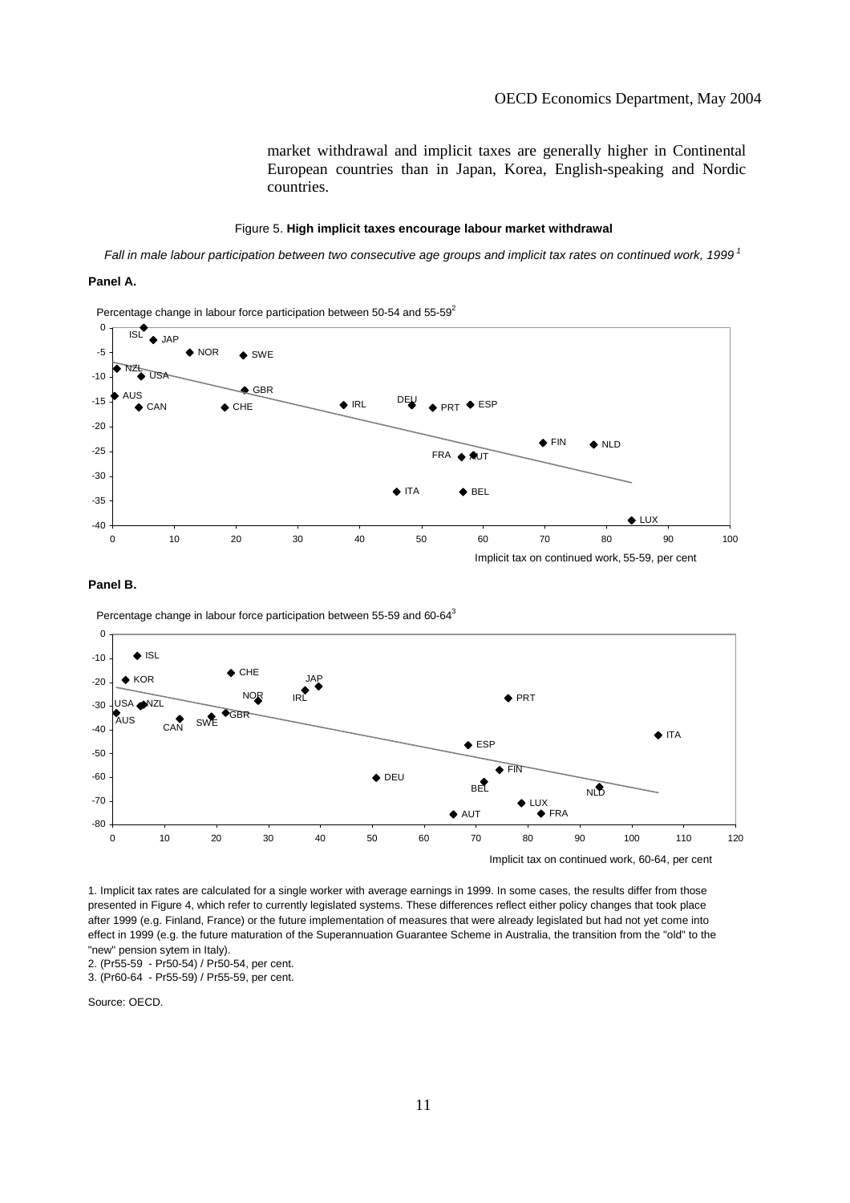market withdrawal and implicit taxes are generally higher in Continental European countries than in Japan, Korea, English-speaking and Nordic countries.

Figure 5. **High implicit taxes encourage labour market withdrawal**

*Fall in male labour participation between two consecutive age groups and implicit tax rates on continued work, 1999* [1]

**Panel A.**

Percentage change in labour force participation between 50-54 and 55-59[2]

Implicit tax on continued work, 55-59, per cent

**Panel B.**

Percentage change in labour force participation between 55-59 and 60-64[3]

Implicit tax on continued work, 60-64, per cent

1. Implicit tax rates are calculated for a single worker with average earnings in 1999. In some cases, the results differ from those presented in Figure 4, which refer to currently legislated systems. These differences reflect either policy changes that took place after 1999 (e.g. Finland, France) or the future implementation of measures that were already legislated but had not yet come into effect in 1999 (e.g. the future maturation of the Superannuation Guarantee Scheme in Australia, the transition from the "old" to the "new" pension sytem in Italy).

2. (Pr55-59 - Pr50-54) / Pr50-54, per cent.

3. (Pr60-64 - Pr55-59) / Pr55-59, per cent.

Source: OECD.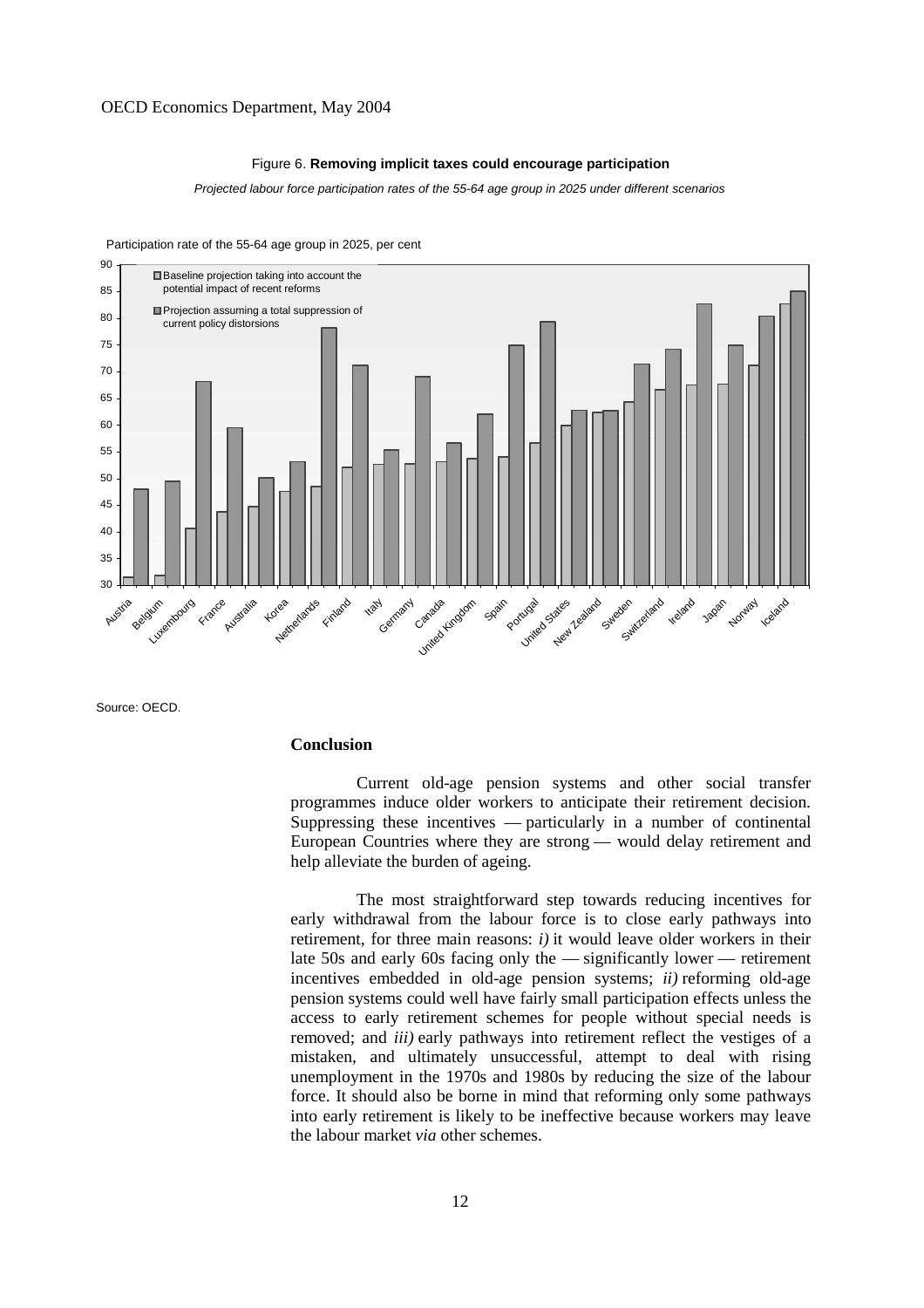Figure 6. **Removing implicit taxes could encourage participation**

*Projected labour force participation rates of the 55-64 age group in 2025 under different scenarios*

Participation rate of the 55-64 age group in 2025, per cent

Source: OECD.

### Conclusion

Current old-age pension systems and other social transfer programmes induce older workers to anticipate their retirement decision. Suppressing these incentives — particularly in a number of continental European Countries where they are strong — would delay retirement and help alleviate the burden of ageing.

The most straightforward step towards reducing incentives for early withdrawal from the labour force is to close early pathways into retirement, for three main reasons: *i)* it would leave older workers in their late 50s and early 60s facing only the — significantly lower — retirement incentives embedded in old-age pension systems; *ii)* reforming old-age pension systems could well have fairly small participation effects unless the access to early retirement schemes for people without special needs is removed; and *iii)* early pathways into retirement reflect the vestiges of a mistaken, and ultimately unsuccessful, attempt to deal with rising unemployment in the 1970s and 1980s by reducing the size of the labour force. It should also be borne in mind that reforming only some pathways into early retirement is likely to be ineffective because workers may leave the labour market *via* other schemes.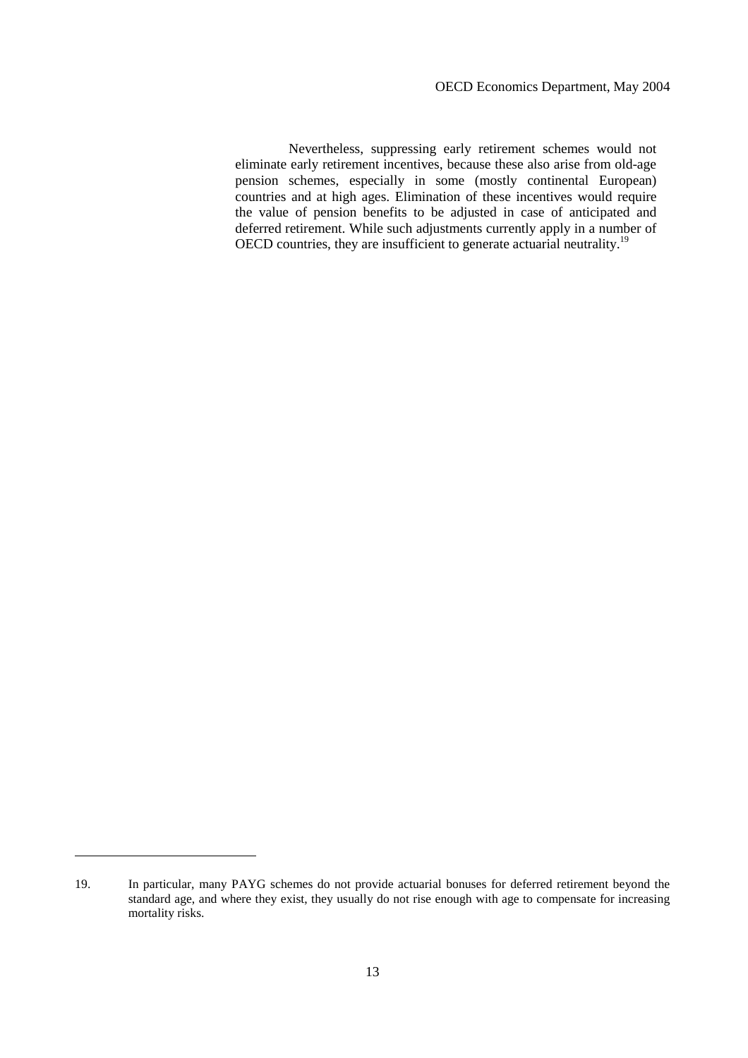Nevertheless, suppressing early retirement schemes would not eliminate early retirement incentives, because these also arise from old-age pension schemes, especially in some (mostly continental European) countries and at high ages. Elimination of these incentives would require the value of pension benefits to be adjusted in case of anticipated and deferred retirement. While such adjustments currently apply in a number of OECD countries, they are insufficient to generate actuarial neutrality.[19]

---

19. In particular, many PAYG schemes do not provide actuarial bonuses for deferred retirement beyond the standard age, and where they exist, they usually do not rise enough with age to compensate for increasing mortality risks.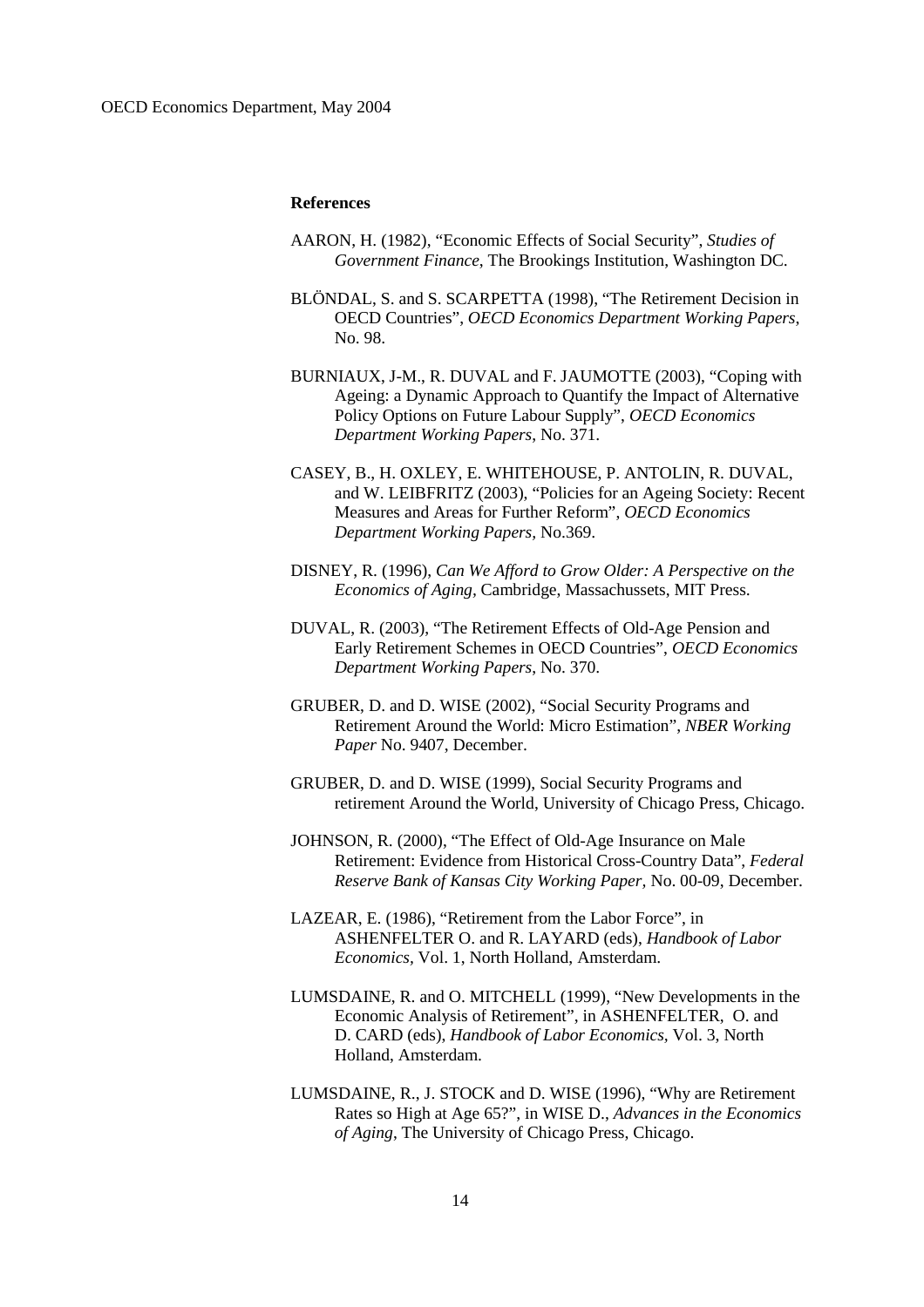## References

AARON, H. (1982), "Economic Effects of Social Security", *Studies of Government Finance*, The Brookings Institution, Washington DC.

BLÖNDAL, S. and S. SCARPETTA (1998), "The Retirement Decision in OECD Countries", *OECD Economics Department Working Papers*, No. 98.

BURNIAUX, J-M., R. DUVAL and F. JAUMOTTE (2003), "Coping with Ageing: a Dynamic Approach to Quantify the Impact of Alternative Policy Options on Future Labour Supply", *OECD Economics Department Working Papers*, No. 371.

CASEY, B., H. OXLEY, E. WHITEHOUSE, P. ANTOLIN, R. DUVAL, and W. LEIBFRITZ (2003), "Policies for an Ageing Society: Recent Measures and Areas for Further Reform", *OECD Economics Department Working Papers*, No.369.

DISNEY, R. (1996), *Can We Afford to Grow Older: A Perspective on the Economics of Aging*, Cambridge, Massachussets, MIT Press.

DUVAL, R. (2003), "The Retirement Effects of Old-Age Pension and Early Retirement Schemes in OECD Countries", *OECD Economics Department Working Papers*, No. 370.

GRUBER, D. and D. WISE (2002), "Social Security Programs and Retirement Around the World: Micro Estimation", *NBER Working Paper* No. 9407, December.

GRUBER, D. and D. WISE (1999), Social Security Programs and retirement Around the World, University of Chicago Press, Chicago.

JOHNSON, R. (2000), "The Effect of Old-Age Insurance on Male Retirement: Evidence from Historical Cross-Country Data", *Federal Reserve Bank of Kansas City Working Paper*, No. 00-09, December.

LAZEAR, E. (1986), "Retirement from the Labor Force", in ASHENFELTER O. and R. LAYARD (eds), *Handbook of Labor Economics*, Vol. 1, North Holland, Amsterdam.

LUMSDAINE, R. and O. MITCHELL (1999), "New Developments in the Economic Analysis of Retirement", in ASHENFELTER, O. and D. CARD (eds), *Handbook of Labor Economics*, Vol. 3, North Holland, Amsterdam.

LUMSDAINE, R., J. STOCK and D. WISE (1996), "Why are Retirement Rates so High at Age 65?", in WISE D., *Advances in the Economics of Aging*, The University of Chicago Press, Chicago.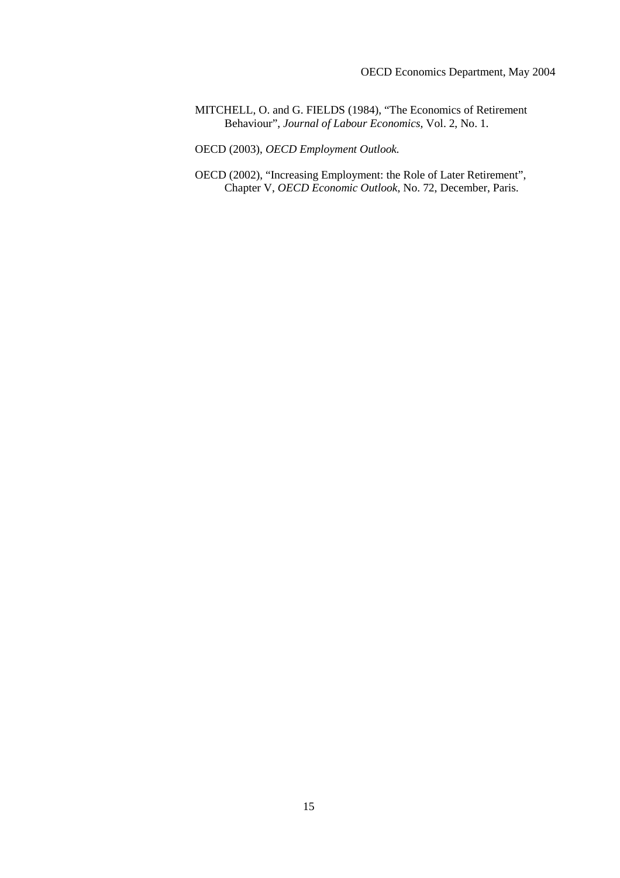MITCHELL, O. and G. FIELDS (1984), "The Economics of Retirement Behaviour", *Journal of Labour Economics,* Vol. 2, No. 1.

OECD (2003), *OECD Employment Outlook.*

OECD (2002), "Increasing Employment: the Role of Later Retirement", Chapter V, *OECD Economic Outlook*, No. 72, December, Paris.